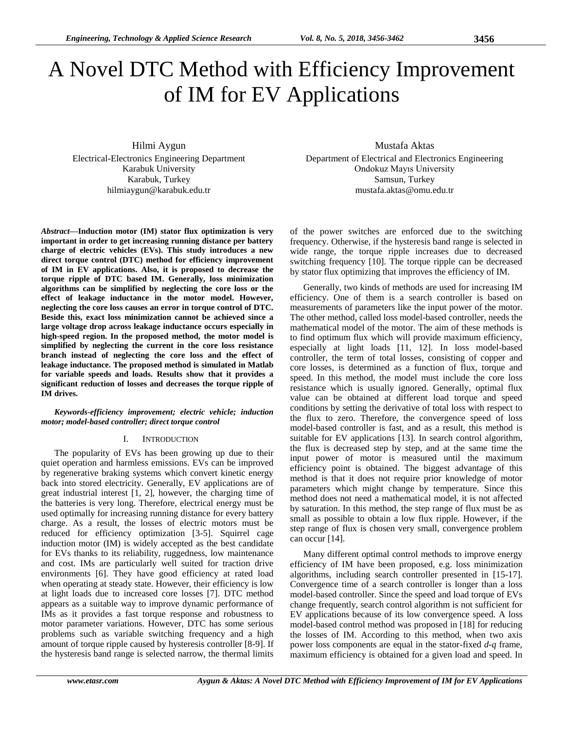# A Novel DTC Method with Efficiency Improvement of IM for EV Applications

Hilmi Aygun
Electrical-Electronics Engineering Department
Karabuk University
Karabuk, Turkey
hilmiaygun@karabuk.edu.tr

Mustafa Aktas
Department of Electrical and Electronics Engineering
Ondokuz Mayıs University
Samsun, Turkey
mustafa.aktas@omu.edu.tr

***Abstract*—Induction motor (IM) stator flux optimization is very important in order to get increasing running distance per battery charge of electric vehicles (EVs). This study introduces a new direct torque control (DTC) method for efficiency improvement of IM in EV applications. Also, it is proposed to decrease the torque ripple of DTC based IM. Generally, loss minimization algorithms can be simplified by neglecting the core loss or the effect of leakage inductance in the motor model. However, neglecting the core loss causes an error in torque control of DTC. Beside this, exact loss minimization cannot be achieved since a large voltage drop across leakage inductance occurs especially in high-speed region. In the proposed method, the motor model is simplified by neglecting the current in the core loss resistance branch instead of neglecting the core loss and the effect of leakage inductance. The proposed method is simulated in Matlab for variable speeds and loads. Results show that it provides a significant reduction of losses and decreases the torque ripple of IM drives.**

***Keywords-efficiency improvement; electric vehicle; induction motor; model-based controller; direct torque control***

## I. Introduction

The popularity of EVs has been growing up due to their quiet operation and harmless emissions. EVs can be improved by regenerative braking systems which convert kinetic energy back into stored electricity. Generally, EV applications are of great industrial interest [1, 2], however, the charging time of the batteries is very long. Therefore, electrical energy must be used optimally for increasing running distance for every battery charge. As a result, the losses of electric motors must be reduced for efficiency optimization [3-5]. Squirrel cage induction motor (IM) is widely accepted as the best candidate for EVs thanks to its reliability, ruggedness, low maintenance and cost. IMs are particularly well suited for traction drive environments [6]. They have good efficiency at rated load when operating at steady state. However, their efficiency is low at light loads due to increased core losses [7]. DTC method appears as a suitable way to improve dynamic performance of IMs as it provides a fast torque response and robustness to motor parameter variations. However, DTC has some serious problems such as variable switching frequency and a high amount of torque ripple caused by hysteresis controller [8-9]. If the hysteresis band range is selected narrow, the thermal limits of the power switches are enforced due to the switching frequency. Otherwise, if the hysteresis band range is selected in wide range, the torque ripple increases due to decreased switching frequency [10]. The torque ripple can be decreased by stator flux optimizing that improves the efficiency of IM.

Generally, two kinds of methods are used for increasing IM efficiency. One of them is a search controller is based on measurements of parameters like the input power of the motor. The other method, called loss model-based controller, needs the mathematical model of the motor. The aim of these methods is to find optimum flux which will provide maximum efficiency, especially at light loads [11, 12]. In loss model-based controller, the term of total losses, consisting of copper and core losses, is determined as a function of flux, torque and speed. In this method, the model must include the core loss resistance which is usually ignored. Generally, optimal flux value can be obtained at different load torque and speed conditions by setting the derivative of total loss with respect to the flux to zero. Therefore, the convergence speed of loss model-based controller is fast, and as a result, this method is suitable for EV applications [13]. In search control algorithm, the flux is decreased step by step, and at the same time the input power of motor is measured until the maximum efficiency point is obtained. The biggest advantage of this method is that it does not require prior knowledge of motor parameters which might change by temperature. Since this method does not need a mathematical model, it is not affected by saturation. In this method, the step range of flux must be as small as possible to obtain a low flux ripple. However, if the step range of flux is chosen very small, convergence problem can occur [14].

Many different optimal control methods to improve energy efficiency of IM have been proposed, e.g. loss minimization algorithms, including search controller presented in [15-17]. Convergence time of a search controller is longer than a loss model-based controller. Since the speed and load torque of EVs change frequently, search control algorithm is not sufficient for EV applications because of its low convergence speed. A loss model-based control method was proposed in [18] for reducing the losses of IM. According to this method, when two axis power loss components are equal in the stator-fixed *d-q* frame, maximum efficiency is obtained for a given load and speed. In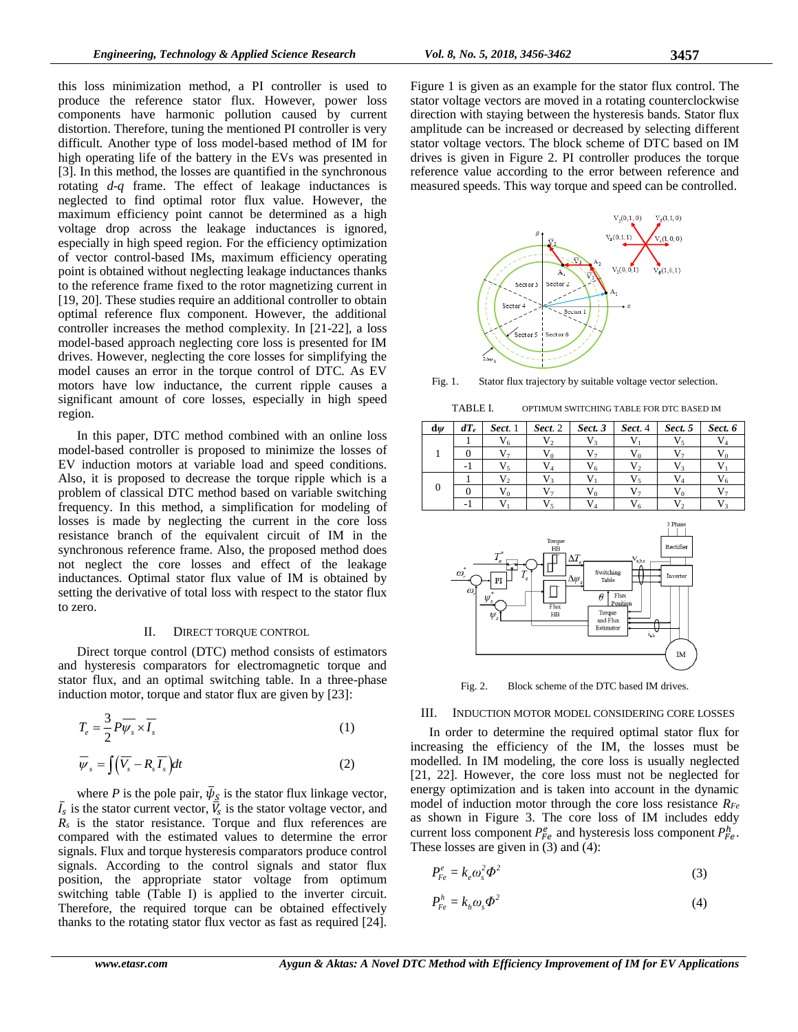this loss minimization method, a PI controller is used to produce the reference stator flux. However, power loss components have harmonic pollution caused by current distortion. Therefore, tuning the mentioned PI controller is very difficult. Another type of loss model-based method of IM for high operating life of the battery in the EVs was presented in [3]. In this method, the losses are quantified in the synchronous rotating *d-q* frame. The effect of leakage inductances is neglected to find optimal rotor flux value. However, the maximum efficiency point cannot be determined as a high voltage drop across the leakage inductances is ignored, especially in high speed region. For the efficiency optimization of vector control-based IMs, maximum efficiency operating point is obtained without neglecting leakage inductances thanks to the reference frame fixed to the rotor magnetizing current in [19, 20]. These studies require an additional controller to obtain optimal reference flux component. However, the additional controller increases the method complexity. In [21-22], a loss model-based approach neglecting core loss is presented for IM drives. However, neglecting the core losses for simplifying the model causes an error in the torque control of DTC. As EV motors have low inductance, the current ripple causes a significant amount of core losses, especially in high speed region.

In this paper, DTC method combined with an online loss model-based controller is proposed to minimize the losses of EV induction motors at variable load and speed conditions. Also, it is proposed to decrease the torque ripple which is a problem of classical DTC method based on variable switching frequency. In this method, a simplification for modeling of losses is made by neglecting the current in the core loss resistance branch of the equivalent circuit of IM in the synchronous reference frame. Also, the proposed method does not neglect the core losses and effect of the leakage inductances. Optimal stator flux value of IM is obtained by setting the derivative of total loss with respect to the stator flux to zero.

## II. DIRECT TORQUE CONTROL

Direct torque control (DTC) method consists of estimators and hysteresis comparators for electromagnetic torque and stator flux, and an optimal switching table. In a three-phase induction motor, torque and stator flux are given by [23]:

$$T_e = \frac{3}{2} P \overline{\psi_s} \times \overline{I_s} \tag{1}$$

$$\overline{\psi}_s = \int \left( \overline{V_s} - R_s \overline{I_s} \right) dt \tag{2}$$

where $P$ is the pole pair, $\bar{\psi}_S$ is the stator flux linkage vector, $\bar{I}_s$ is the stator current vector, $\bar{V}_s$ is the stator voltage vector, and $R_s$ is the stator resistance. Torque and flux references are compared with the estimated values to determine the error signals. Flux and torque hysteresis comparators produce control signals. According to the control signals and stator flux position, the appropriate stator voltage from optimum switching table (Table I) is applied to the inverter circuit. Therefore, the required torque can be obtained effectively thanks to the rotating stator flux vector as fast as required [24].

Figure 1 is given as an example for the stator flux control. The stator voltage vectors are moved in a rotating counterclockwise direction with staying between the hysteresis bands. Stator flux amplitude can be increased or decreased by selecting different stator voltage vectors. The block scheme of DTC based on IM drives is given in Figure 2. PI controller produces the torque reference value according to the error between reference and measured speeds. This way torque and speed can be controlled.

Fig. 1. Stator flux trajectory by suitable voltage vector selection.

TABLE I. OPTIMUM SWITCHING TABLE FOR DTC BASED IM

| $d\psi$ | $dT_e$ | *Sect.* 1 | *Sect.* 2 | *Sect. 3* | *Sect.* 4 | *Sect. 5* | *Sect. 6* |
|---|---|---|---|---|---|---|---|
| 1 | 1 | $V_6$ | $V_2$ | $V_3$ | $V_1$ | $V_5$ | $V_4$ |
| | 0 | $V_7$ | $V_0$ | $V_7$ | $V_0$ | $V_7$ | $V_0$ |
| | -1 | $V_5$ | $V_4$ | $V_6$ | $V_2$ | $V_3$ | $V_1$ |
| 0 | 1 | $V_2$ | $V_3$ | $V_1$ | $V_5$ | $V_4$ | $V_6$ |
| | 0 | $V_0$ | $V_7$ | $V_0$ | $V_7$ | $V_0$ | $V_7$ |
| | -1 | $V_1$ | $V_5$ | $V_4$ | $V_6$ | $V_2$ | $V_3$ |

Fig. 2. Block scheme of the DTC based IM drives.

## III. INDUCTION MOTOR MODEL CONSIDERING CORE LOSSES

In order to determine the required optimal stator flux for increasing the efficiency of the IM, the losses must be modelled. In IM modeling, the core loss is usually neglected [21, 22]. However, the core loss must not be neglected for energy optimization and is taken into account in the dynamic model of induction motor through the core loss resistance $R_{Fe}$ as shown in Figure 3. The core loss of IM includes eddy current loss component $P_{Fe}^{e}$ and hysteresis loss component $P_{Fe}^{h}$. These losses are given in (3) and (4):

$$P_{Fe}^{e} = k_e \omega_s^2 \Phi^2 \tag{3}$$

$$P_{Fe}^{h} = k_h \omega_s \Phi^2 \tag{4}$$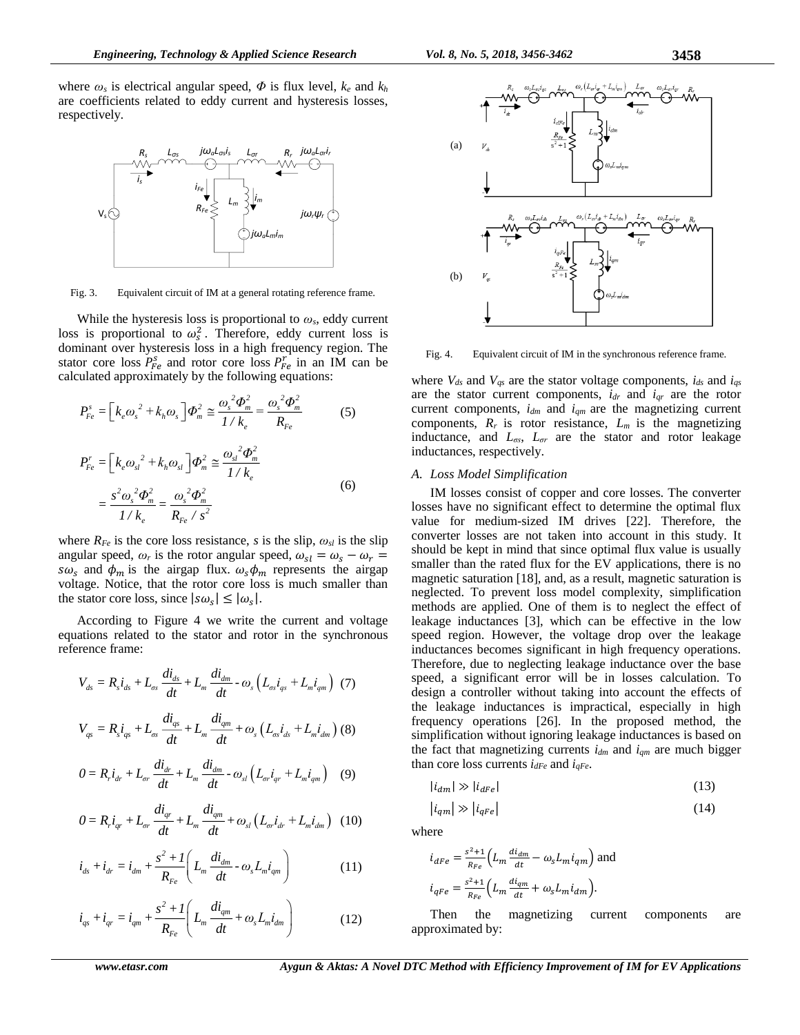where $\omega_s$ is electrical angular speed, $\Phi$ is flux level, $k_e$ and $k_h$ are coefficients related to eddy current and hysteresis losses, respectively.

Fig. 3. Equivalent circuit of IM at a general rotating reference frame.

While the hysteresis loss is proportional to $\omega_s$, eddy current loss is proportional to $\omega_s^2$. Therefore, eddy current loss is dominant over hysteresis loss in a high frequency region. The stator core loss $P_{Fe}^s$ and rotor core loss $P_{Fe}^r$ in an IM can be calculated approximately by the following equations:

$$P_{Fe}^s = \left[ k_e \omega_s^2 + k_h \omega_s \right] \Phi_m^2 \cong \frac{\omega_s^2 \Phi_m^2}{1/k_e} = \frac{\omega_s^2 \Phi_m^2}{R_{Fe}} \quad (5)$$

$$P_{Fe}^r = \left[ k_e \omega_{sl}^2 + k_h \omega_{sl} \right] \Phi_m^2 \cong \frac{\omega_{sl}^2 \Phi_m^2}{1/k_e} = \frac{s^2 \omega_s^2 \Phi_m^2}{1/k_e} = \frac{\omega_s^2 \Phi_m^2}{R_{Fe}/s^2} \quad (6)$$

where $R_{Fe}$ is the core loss resistance, $s$ is the slip, $\omega_{sl}$ is the slip angular speed, $\omega_r$ is the rotor angular speed, $\omega_{sl} = \omega_s - \omega_r = s\omega_s$ and $\phi_m$ is the airgap flux. $\omega_s \phi_m$ represents the airgap voltage. Notice, that the rotor core loss is much smaller than the stator core loss, since $|s\omega_s| \leq |\omega_s|$.

According to Figure 4 we write the current and voltage equations related to the stator and rotor in the synchronous reference frame:

$$V_{ds} = R_s i_{ds} + L_{\sigma s} \frac{di_{ds}}{dt} + L_m \frac{di_{dm}}{dt} - \omega_s \left( L_{\sigma s} i_{qs} + L_m i_{qm} \right) \quad (7)$$

$$V_{qs} = R_s i_{qs} + L_{\sigma s} \frac{di_{qs}}{dt} + L_m \frac{di_{qm}}{dt} + \omega_s \left( L_{\sigma s} i_{ds} + L_m i_{dm} \right) \quad (8)$$

$$0 = R_r i_{dr} + L_{\sigma r} \frac{di_{dr}}{dt} + L_m \frac{di_{dm}}{dt} - \omega_{sl} \left( L_{\sigma r} i_{qr} + L_m i_{qm} \right) \quad (9)$$

$$0 = R_r i_{qr} + L_{\sigma r} \frac{di_{qr}}{dt} + L_m \frac{di_{qm}}{dt} + \omega_{sl} \left( L_{\sigma r} i_{dr} + L_m i_{dm} \right) \quad (10)$$

$$i_{ds} + i_{dr} = i_{dm} + \frac{s^2 + 1}{R_{Fe}} \left( L_m \frac{di_{dm}}{dt} - \omega_s L_m i_{qm} \right) \quad (11)$$

$$i_{qs} + i_{qr} = i_{qm} + \frac{s^2 + 1}{R_{Fe}} \left( L_m \frac{di_{qm}}{dt} + \omega_s L_m i_{dm} \right) \quad (12)$$

Fig. 4. Equivalent circuit of IM in the synchronous reference frame.

where $V_{ds}$ and $V_{qs}$ are the stator voltage components, $i_{ds}$ and $i_{qs}$ are the stator current components, $i_{dr}$ and $i_{qr}$ are the rotor current components, $i_{dm}$ and $i_{qm}$ are the magnetizing current components, $R_r$ is rotor resistance, $L_m$ is the magnetizing inductance, and $L_{\sigma s}$, $L_{\sigma r}$ are the stator and rotor leakage inductances, respectively.

### A. Loss Model Simplification

IM losses consist of copper and core losses. The converter losses have no significant effect to determine the optimal flux value for medium-sized IM drives [22]. Therefore, the converter losses are not taken into account in this study. It should be kept in mind that since optimal flux value is usually smaller than the rated flux for the EV applications, there is no magnetic saturation [18], and, as a result, magnetic saturation is neglected. To prevent loss model complexity, simplification methods are applied. One of them is to neglect the effect of leakage inductances [3], which can be effective in the low speed region. However, the voltage drop over the leakage inductances becomes significant in high frequency operations. Therefore, due to neglecting leakage inductance over the base speed, a significant error will be in losses calculation. To design a controller without taking into account the effects of the leakage inductances is impractical, especially in high frequency operations [26]. In the proposed method, the simplification without ignoring leakage inductances is based on the fact that magnetizing currents $i_{dm}$ and $i_{qm}$ are much bigger than core loss currents $i_{dFe}$ and $i_{qFe}$.

$$|i_{dm}| \gg |i_{dFe}| \quad (13)$$

$$|i_{qm}| \gg |i_{qFe}| \quad (14)$$

where

$i_{dFe} = \frac{s^2+1}{R_{Fe}} \left( L_m \frac{di_{dm}}{dt} - \omega_s L_m i_{qm} \right)$ and

$i_{qFe} = \frac{s^2+1}{R_{Fe}} \left( L_m \frac{di_{qm}}{dt} + \omega_s L_m i_{dm} \right)$.

Then the magnetizing current components are approximated by: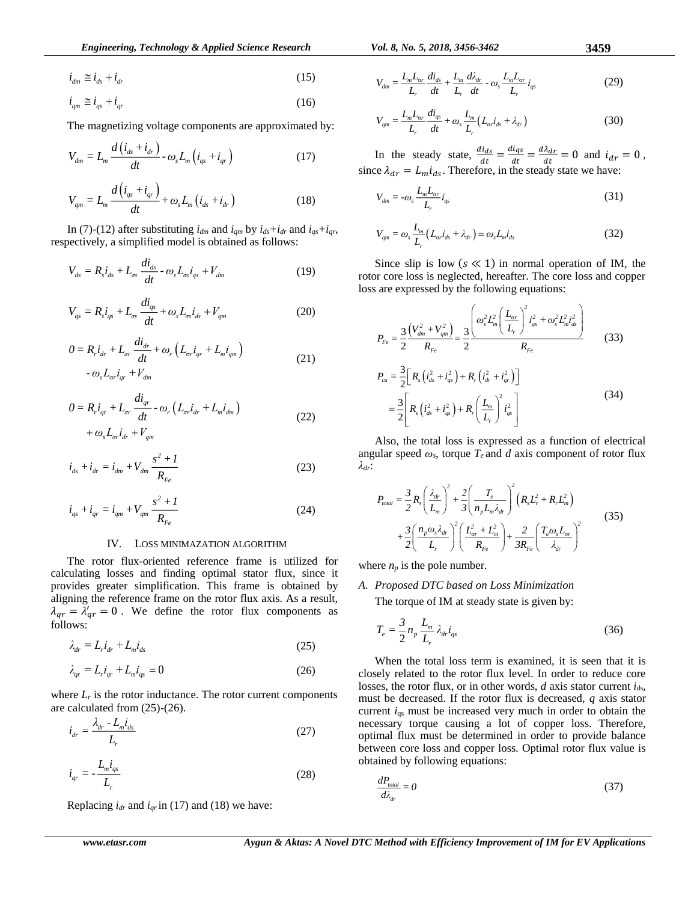$$i_{dm} \cong i_{ds} + i_{dr} \tag{15}$$

$$i_{qm} \cong i_{qs} + i_{qr} \tag{16}$$

The magnetizing voltage components are approximated by:

$$V_{dm} = L_m \frac{d\left(i_{ds} + i_{dr}\right)}{dt} - \omega_s L_m \left(i_{qs} + i_{qr}\right) \tag{17}$$

$$V_{qm} = L_m \frac{d\left(i_{qs} + i_{qr}\right)}{dt} + \omega_s L_m \left(i_{ds} + i_{dr}\right) \tag{18}$$

In (7)-(12) after substituting $i_{dm}$ and $i_{qm}$ by $i_{ds}+i_{dr}$ and $i_{qs}+i_{qr}$, respectively, a simplified model is obtained as follows:

$$V_{ds} = R_s i_{ds} + L_{\sigma s} \frac{di_{ds}}{dt} - \omega_s L_{\sigma s} i_{qs} + V_{dm} \tag{19}$$

$$V_{qs} = R_s i_{qs} + L_{\sigma s} \frac{di_{qs}}{dt} + \omega_s L_{\sigma s} i_{ds} + V_{qm} \tag{20}$$

$$\begin{aligned} 0 = R_r i_{dr} + L_{\sigma r} \frac{di_{dr}}{dt} + \omega_r \left(L_{\sigma r} i_{qr} + L_m i_{qm}\right) \\ - \omega_s L_{\sigma r} i_{qr} + V_{dm} \end{aligned} \tag{21}$$

$$\begin{aligned} 0 = R_r i_{qr} + L_{\sigma r} \frac{di_{qr}}{dt} - \omega_r \left(L_{\sigma r} i_{dr} + L_m i_{dm}\right) \\ + \omega_s L_{\sigma r} i_{dr} + V_{qm} \end{aligned} \tag{22}$$

$$i_{ds} + i_{dr} = i_{dm} + V_{dm} \frac{s^2 + 1}{R_{Fe}} \tag{23}$$

$$i_{qs} + i_{qr} = i_{qm} + V_{qm} \frac{s^2 + 1}{R_{Fe}} \tag{24}$$

## IV. LOSS MINIMAZATION ALGORITHM

The rotor flux-oriented reference frame is utilized for calculating losses and finding optimal stator flux, since it provides greater simplification. This frame is obtained by aligning the reference frame on the rotor flux axis. As a result, $\lambda_{qr} = \lambda'_{qr} = 0$. We define the rotor flux components as follows:

$$\lambda_{dr} = L_r i_{dr} + L_m i_{ds} \tag{25}$$

$$\lambda_{qr} = L_r i_{qr} + L_m i_{qs} = 0 \tag{26}$$

where $L_r$ is the rotor inductance. The rotor current components are calculated from (25)-(26).

$$i_{dr} = \frac{\lambda_{dr} - L_m i_{ds}}{L_r} \tag{27}$$

$$i_{qr} = -\frac{L_m i_{qs}}{L_r} \tag{28}$$

Replacing $i_{dr}$ and $i_{qr}$ in (17) and (18) we have:

$$V_{dm} = \frac{L_m L_{\sigma r}}{L_r} \frac{di_{ds}}{dt} + \frac{L_m}{L_r} \frac{d\lambda_{dr}}{dt} - \omega_s \frac{L_m L_{\sigma r}}{L_r} i_{qs} \tag{29}$$

$$V_{qm} = \frac{L_m L_{\sigma r}}{L_r} \frac{di_{qs}}{dt} + \omega_s \frac{L_m}{L_r} \left(L_{\sigma r} i_{ds} + \lambda_{dr}\right) \tag{30}$$

In the steady state, $\frac{di_{ds}}{dt} = \frac{di_{qs}}{dt} = \frac{d\lambda_{dr}}{dt} = 0$ and $i_{dr} = 0$, since $\lambda_{dr} = L_m i_{ds}$. Therefore, in the steady state we have:

$$V_{dm} = -\omega_s \frac{L_m L_{\sigma r}}{L_r} i_{qs} \tag{31}$$

$$V_{qm} = \omega_s \frac{L_m}{L_r} \left(L_{\sigma r} i_{ds} + \lambda_{dr}\right) = \omega_s L_m i_{ds} \tag{32}$$

Since slip is low ($s \ll 1$) in normal operation of IM, the rotor core loss is neglected, hereafter. The core loss and copper loss are expressed by the following equations:

$$P_{Fe} = \frac{3}{2} \frac{\left(V_{dm}^2 + V_{qm}^2\right)}{R_{Fe}} = \frac{3}{2} \frac{\left(\omega_s^2 L_m^2 \left(\frac{L_{\sigma r}}{L_r}\right)^2 i_{qs}^2 + \omega_s^2 L_m^2 i_{ds}^2\right)}{R_{Fe}} \tag{33}$$

$$\begin{aligned} P_{cu} &= \frac{3}{2}\left[R_s\left(i_{ds}^2 + i_{qs}^2\right) + R_r\left(i_{dr}^2 + i_{qr}^2\right)\right] \\ &= \frac{3}{2}\left[R_s\left(i_{ds}^2 + i_{qs}^2\right) + R_r\left(\frac{L_m}{L_r}\right)^2 i_{qs}^2\right] \end{aligned} \tag{34}$$

Also, the total loss is expressed as a function of electrical angular speed $\omega_s$, torque $T_e$ and $d$ axis component of rotor flux $\lambda_{dr}$:

$$\begin{aligned} P_{total} = \frac{3}{2} R_s \left(\frac{\lambda_{dr}}{L_m}\right)^2 + \frac{2}{3}\left(\frac{T_e}{n_p L_m \lambda_{dr}}\right)^2 \left(R_s L_r^2 + R_r L_m^2\right) \\ + \frac{3}{2}\left(\frac{n_p \omega_s \lambda_{dr}}{L_r}\right)^2 \left(\frac{L_{\sigma r}^2 + L_m^2}{R_{Fe}}\right) + \frac{2}{3R_{Fe}}\left(\frac{T_e \omega_s L_{\sigma r}}{\lambda_{dr}}\right)^2 \end{aligned} \tag{35}$$

where $n_p$ is the pole number.

### A. Proposed DTC based on Loss Minimization

The torque of IM at steady state is given by:

$$T_e = \frac{3}{2} n_p \frac{L_m}{L_r} \lambda_{dr} i_{qs} \tag{36}$$

When the total loss term is examined, it is seen that it is closely related to the rotor flux level. In order to reduce core losses, the rotor flux, or in other words, $d$ axis stator current $i_{ds}$, must be decreased. If the rotor flux is decreased, $q$ axis stator current $i_{qs}$ must be increased very much in order to obtain the necessary torque causing a lot of copper loss. Therefore, optimal flux must be determined in order to provide balance between core loss and copper loss. Optimal rotor flux value is obtained by following equations:

$$\frac{dP_{total}}{d\lambda_{dr}} = 0 \tag{37}$$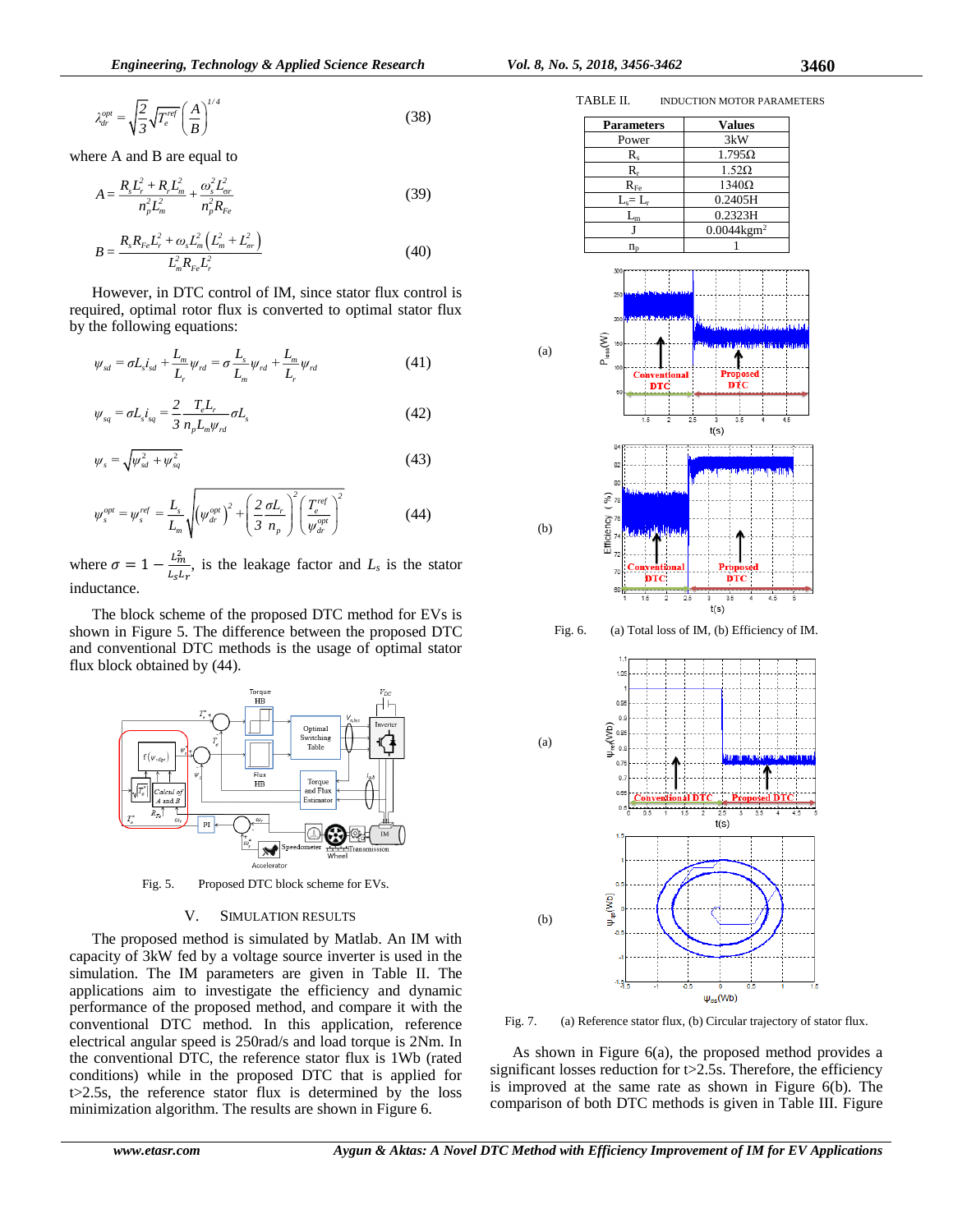$$\lambda_{dr}^{opt} = \sqrt{\frac{2}{3}}\sqrt{T_e^{ref}}\left(\frac{A}{B}\right)^{1/4} \tag{38}$$

where A and B are equal to

$$A = \frac{R_s L_r^2 + R_r L_m^2}{n_p^2 L_m^2} + \frac{\omega_s^2 L_{\sigma r}^2}{n_p^2 R_{Fe}} \tag{39}$$

$$B = \frac{R_s R_{Fe} L_r^2 + \omega_s L_m^2 \left(L_m^2 + L_{\sigma r}^2\right)}{L_m^2 R_{Fe} L_r^2} \tag{40}$$

However, in DTC control of IM, since stator flux control is required, optimal rotor flux is converted to optimal stator flux by the following equations:

$$\psi_{sd} = \sigma L_s i_{sd} + \frac{L_m}{L_r}\psi_{rd} = \sigma \frac{L_s}{L_m}\psi_{rd} + \frac{L_m}{L_r}\psi_{rd} \tag{41}$$

$$\psi_{sq} = \sigma L_s i_{sq} = \frac{2}{3}\frac{T_e L_r}{n_p L_m \psi_{rd}}\sigma L_s \tag{42}$$

$$\psi_s = \sqrt{\psi_{sd}^2 + \psi_{sq}^2} \tag{43}$$

$$\psi_s^{opt} = \psi_s^{ref} = \frac{L_s}{L_m}\sqrt{\left(\psi_{dr}^{opt}\right)^2 + \left(\frac{2}{3}\frac{\sigma L_r}{n_p}\right)^2 \left(\frac{T_e^{ref}}{\psi_{dr}^{opt}}\right)^2} \tag{44}$$

where $\sigma = 1 - \frac{L_m^2}{L_s L_r}$, is the leakage factor and $L_s$ is the stator inductance.

The block scheme of the proposed DTC method for EVs is shown in Figure 5. The difference between the proposed DTC and conventional DTC methods is the usage of optimal stator flux block obtained by (44).

Fig. 5. Proposed DTC block scheme for EVs.

## V. SIMULATION RESULTS

The proposed method is simulated by Matlab. An IM with capacity of 3kW fed by a voltage source inverter is used in the simulation. The IM parameters are given in Table II. The applications aim to investigate the efficiency and dynamic performance of the proposed method, and compare it with the conventional DTC method. In this application, reference electrical angular speed is 250rad/s and load torque is 2Nm. In the conventional DTC, the reference stator flux is 1Wb (rated conditions) while in the proposed DTC that is applied for t>2.5s, the reference stator flux is determined by the loss minimization algorithm. The results are shown in Figure 6.

TABLE II. INDUCTION MOTOR PARAMETERS

| Parameters | Values |
|---|---|
| Power | 3kW |
| $R_s$ | 1.795Ω |
| $R_r$ | 1.52Ω |
| $R_{Fe}$ | 1340Ω |
| $L_s = L_r$ | 0.2405H |
| $L_m$ | 0.2323H |
| J | 0.0044kgm$^2$ |
| $n_p$ | 1 |

Fig. 6. (a) Total loss of IM, (b) Efficiency of IM.

Fig. 7. (a) Reference stator flux, (b) Circular trajectory of stator flux.

As shown in Figure 6(a), the proposed method provides a significant losses reduction for t>2.5s. Therefore, the efficiency is improved at the same rate as shown in Figure 6(b). The comparison of both DTC methods is given in Table III. Figure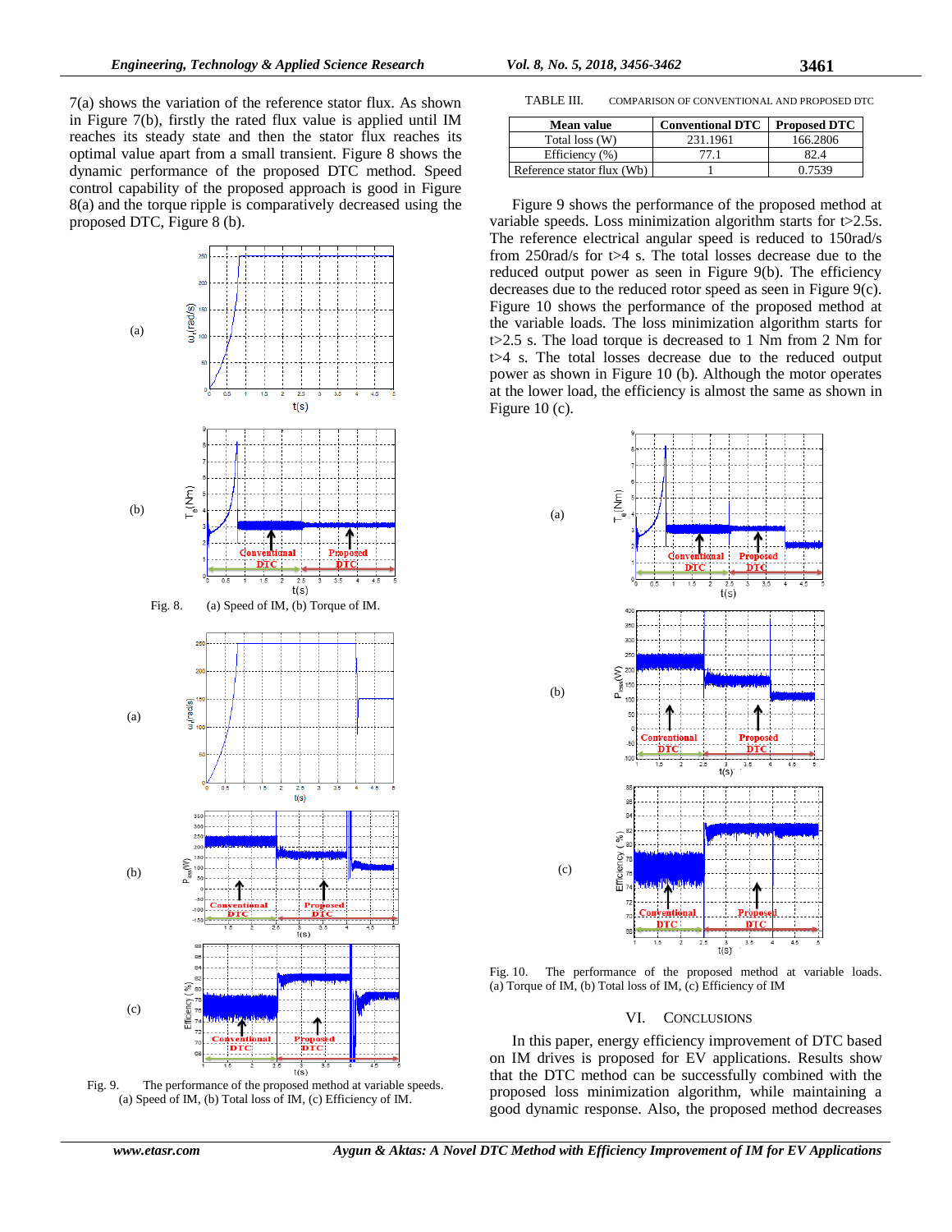7(a) shows the variation of the reference stator flux. As shown in Figure 7(b), firstly the rated flux value is applied until IM reaches its steady state and then the stator flux reaches its optimal value apart from a small transient. Figure 8 shows the dynamic performance of the proposed DTC method. Speed control capability of the proposed approach is good in Figure 8(a) and the torque ripple is comparatively decreased using the proposed DTC, Figure 8 (b).

(a)

$\omega_r$(rad/s)

t(s)

(b)

$T_e$(Nm)

Conventional DTC

Proposed DTC

t(s)

Fig. 8. (a) Speed of IM, (b) Torque of IM.

(a)

$\omega_r$(rad/s)

t(s)

(b)

$P_{loss}$(W)

Conventional DTC

Proposed DTC

t(s)

(c)

Efficiency (%)

Conventional DTC

Proposed DTC

t(s)

Fig. 9. The performance of the proposed method at variable speeds. (a) Speed of IM, (b) Total loss of IM, (c) Efficiency of IM.

TABLE III. COMPARISON OF CONVENTIONAL AND PROPOSED DTC

| Mean value | Conventional DTC | Proposed DTC |
|---|---|---|
| Total loss (W) | 231.1961 | 166.2806 |
| Efficiency (%) | 77.1 | 82.4 |
| Reference stator flux (Wb) | 1 | 0.7539 |

Figure 9 shows the performance of the proposed method at variable speeds. Loss minimization algorithm starts for t>2.5s. The reference electrical angular speed is reduced to 150rad/s from 250rad/s for t>4 s. The total losses decrease due to the reduced output power as seen in Figure 9(b). The efficiency decreases due to the reduced rotor speed as seen in Figure 9(c). Figure 10 shows the performance of the proposed method at the variable loads. The loss minimization algorithm starts for t>2.5 s. The load torque is decreased to 1 Nm from 2 Nm for t>4 s. The total losses decrease due to the reduced output power as shown in Figure 10 (b). Although the motor operates at the lower load, the efficiency is almost the same as shown in Figure 10 (c).

(a)

$T_e$(Nm)

Conventional DTC

Proposed DTC

t(s)

(b)

$P_{loss}$(W)

Conventional DTC

Proposed DTC

t(s)

(c)

Efficiency (%)

Conventional DTC

Proposed DTC

t(s)

Fig. 10. The performance of the proposed method at variable loads. (a) Torque of IM, (b) Total loss of IM, (c) Efficiency of IM

## VI. CONCLUSIONS

In this paper, energy efficiency improvement of DTC based on IM drives is proposed for EV applications. Results show that the DTC method can be successfully combined with the proposed loss minimization algorithm, while maintaining a good dynamic response. Also, the proposed method decreases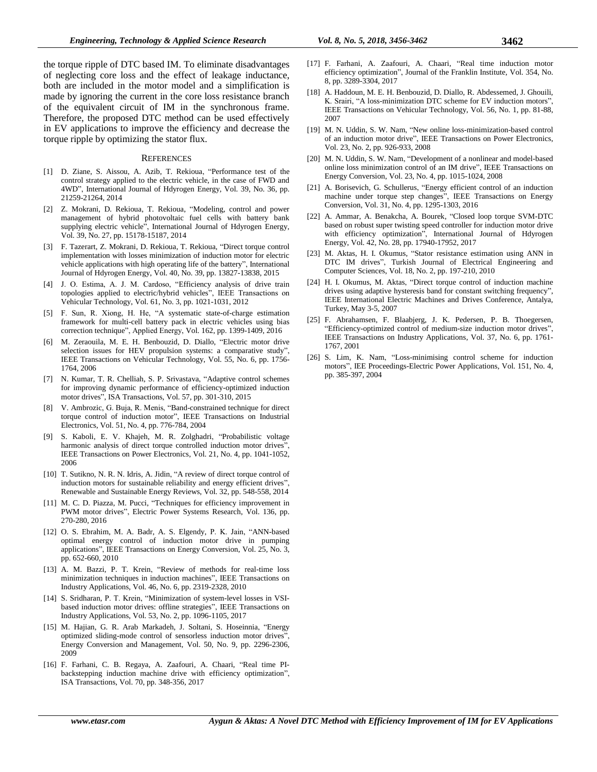the torque ripple of DTC based IM. To eliminate disadvantages of neglecting core loss and the effect of leakage inductance, both are included in the motor model and a simplification is made by ignoring the current in the core loss resistance branch of the equivalent circuit of IM in the synchronous frame. Therefore, the proposed DTC method can be used effectively in EV applications to improve the efficiency and decrease the torque ripple by optimizing the stator flux.

## REFERENCES

[1] D. Ziane, S. Aissou, A. Azib, T. Rekioua, "Performance test of the control strategy applied to the electric vehicle, in the case of FWD and 4WD", International Journal of Hdyrogen Energy, Vol. 39, No. 36, pp. 21259-21264, 2014

[2] Z. Mokrani, D. Rekioua, T. Rekioua, "Modeling, control and power management of hybrid photovoltaic fuel cells with battery bank supplying electric vehicle", International Journal of Hdyrogen Energy, Vol. 39, No. 27, pp. 15178-15187, 2014

[3] F. Tazerart, Z. Mokrani, D. Rekioua, T. Rekioua, "Direct torque control implementation with losses minimization of induction motor for electric vehicle applications with high operating life of the battery", International Journal of Hdyrogen Energy, Vol. 40, No. 39, pp. 13827-13838, 2015

[4] J. O. Estima, A. J. M. Cardoso, "Efficiency analysis of drive train topologies applied to electric/hybrid vehicles", IEEE Transactions on Vehicular Technology, Vol. 61, No. 3, pp. 1021-1031, 2012

[5] F. Sun, R. Xiong, H. He, "A systematic state-of-charge estimation framework for multi-cell battery pack in electric vehicles using bias correction technique", Applied Energy, Vol. 162, pp. 1399-1409, 2016

[6] M. Zeraouila, M. E. H. Benbouzid, D. Diallo, "Electric motor drive selection issues for HEV propulsion systems: a comparative study", IEEE Transactions on Vehicular Technology, Vol. 55, No. 6, pp. 1756-1764, 2006

[7] N. Kumar, T. R. Chelliah, S. P. Srivastava, "Adaptive control schemes for improving dynamic performance of efficiency-optimized induction motor drives", ISA Transactions, Vol. 57, pp. 301-310, 2015

[8] V. Ambrozic, G. Buja, R. Menis, "Band-constrained technique for direct torque control of induction motor", IEEE Transactions on Industrial Electronics, Vol. 51, No. 4, pp. 776-784, 2004

[9] S. Kaboli, E. V. Khajeh, M. R. Zolghadri, "Probabilistic voltage harmonic analysis of direct torque controlled induction motor drives", IEEE Transactions on Power Electronics, Vol. 21, No. 4, pp. 1041-1052, 2006

[10] T. Sutikno, N. R. N. Idris, A. Jidin, "A review of direct torque control of induction motors for sustainable reliability and energy efficient drives", Renewable and Sustainable Energy Reviews, Vol. 32, pp. 548-558, 2014

[11] M. C. D. Piazza, M. Pucci, "Techniques for efficiency improvement in PWM motor drives", Electric Power Systems Research, Vol. 136, pp. 270-280, 2016

[12] O. S. Ebrahim, M. A. Badr, A. S. Elgendy, P. K. Jain, "ANN-based optimal energy control of induction motor drive in pumping applications", IEEE Transactions on Energy Conversion, Vol. 25, No. 3, pp. 652-660, 2010

[13] A. M. Bazzi, P. T. Krein, "Review of methods for real-time loss minimization techniques in induction machines", IEEE Transactions on Industry Applications, Vol. 46, No. 6, pp. 2319-2328, 2010

[14] S. Sridharan, P. T. Krein, "Minimization of system-level losses in VSI-based induction motor drives: offline strategies", IEEE Transactions on Industry Applications, Vol. 53, No. 2, pp. 1096-1105, 2017

[15] M. Hajian, G. R. Arab Markadeh, J. Soltani, S. Hoseinnia, "Energy optimized sliding-mode control of sensorless induction motor drives", Energy Conversion and Management, Vol. 50, No. 9, pp. 2296-2306, 2009

[16] F. Farhani, C. B. Regaya, A. Zaafouri, A. Chaari, "Real time PI-backstepping induction machine drive with efficiency optimization", ISA Transactions, Vol. 70, pp. 348-356, 2017

[17] F. Farhani, A. Zaafouri, A. Chaari, "Real time induction motor efficiency optimization", Journal of the Franklin Institute, Vol. 354, No. 8, pp. 3289-3304, 2017

[18] A. Haddoun, M. E. H. Benbouzid, D. Diallo, R. Abdessemed, J. Ghouili, K. Srairi, "A loss-minimization DTC scheme for EV induction motors", IEEE Transactions on Vehicular Technology, Vol. 56, No. 1, pp. 81-88, 2007

[19] M. N. Uddin, S. W. Nam, "New online loss-minimization-based control of an induction motor drive", IEEE Transactions on Power Electronics, Vol. 23, No. 2, pp. 926-933, 2008

[20] M. N. Uddin, S. W. Nam, "Development of a nonlinear and model-based online loss minimization control of an IM drive", IEEE Transactions on Energy Conversion, Vol. 23, No. 4, pp. 1015-1024, 2008

[21] A. Borisevich, G. Schullerus, "Energy efficient control of an induction machine under torque step changes", IEEE Transactions on Energy Conversion, Vol. 31, No. 4, pp. 1295-1303, 2016

[22] A. Ammar, A. Benakcha, A. Bourek, "Closed loop torque SVM-DTC based on robust super twisting speed controller for induction motor drive with efficiency optimization", International Journal of Hdyrogen Energy, Vol. 42, No. 28, pp. 17940-17952, 2017

[23] M. Aktas, H. I. Okumus, "Stator resistance estimation using ANN in DTC IM drives", Turkish Journal of Electrical Engineering and Computer Sciences, Vol. 18, No. 2, pp. 197-210, 2010

[24] H. I. Okumus, M. Aktas, "Direct torque control of induction machine drives using adaptive hysteresis band for constant switching frequency", IEEE International Electric Machines and Drives Conference, Antalya, Turkey, May 3-5, 2007

[25] F. Abrahamsen, F. Blaabjerg, J. K. Pedersen, P. B. Thoegersen, "Efficiency-optimized control of medium-size induction motor drives", IEEE Transactions on Industry Applications, Vol. 37, No. 6, pp. 1761-1767, 2001

[26] S. Lim, K. Nam, "Loss-minimising control scheme for induction motors", IEE Proceedings-Electric Power Applications, Vol. 151, No. 4, pp. 385-397, 2004